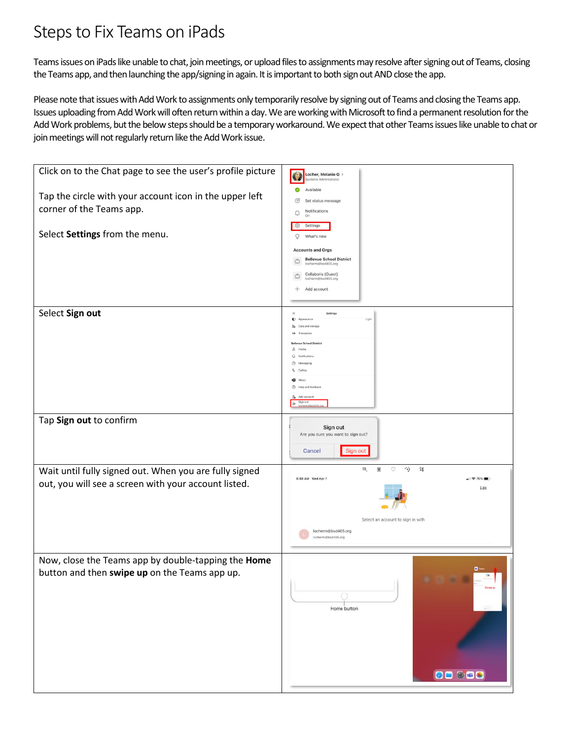# Steps to Fix Teams on iPads

Teams issues on iPads like unable to chat, join meetings, or upload files to assignments may resolve after signing out of Teams, closing the Teams app, and then launching the app/signing in again. It is important to both sign out AND close the app.

Please note that issues with Add Work to assignments only temporarily resolve by signing out of Teams and closing the Teams app. Issues uploading from Add Work will often return within a day. We are working with Microsoft to find a permanent resolution for the Add Work problems, but the below steps should be a temporary workaround. We expect that other Teams issues like unable to chat or join meetings will not regularly return like the Add Work issue.

| | |
|---|---|
| Click on to the Chat page to see the user's profile picture<br><br>Tap the circle with your account icon in the upper left corner of the Teams app.<br><br>Select **Settings** from the menu. | |
| Select **Sign out** | |
| Tap **Sign out** to confirm | |
| Wait until fully signed out. When you are fully signed out, you will see a screen with your account listed. | |
| Now, close the Teams app by double-tapping the **Home** button and then **swipe up** on the Teams app up. | |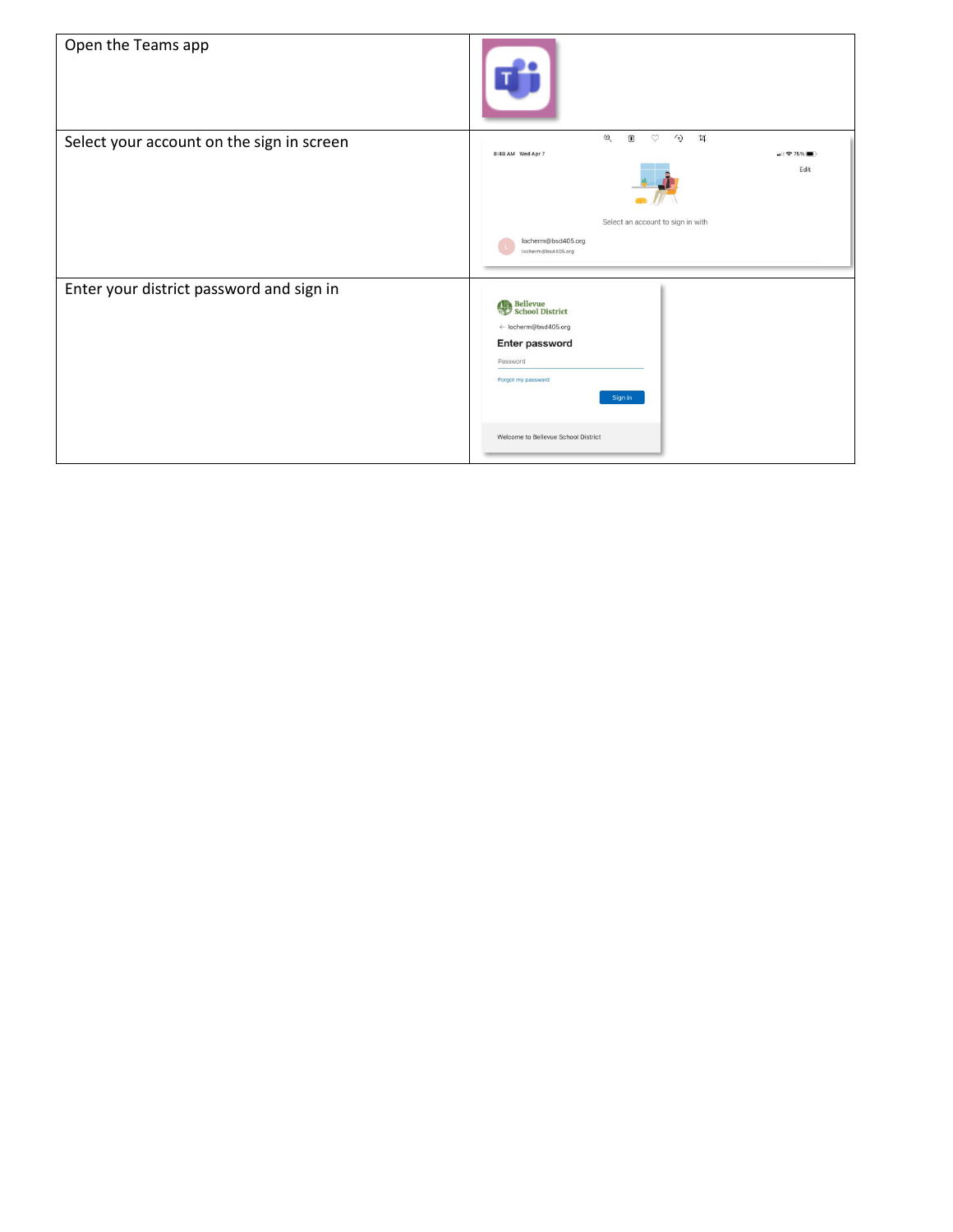| | |
|---|---|
| Open the Teams app | |
| Select your account on the sign in screen | |
| Enter your district password and sign in | |